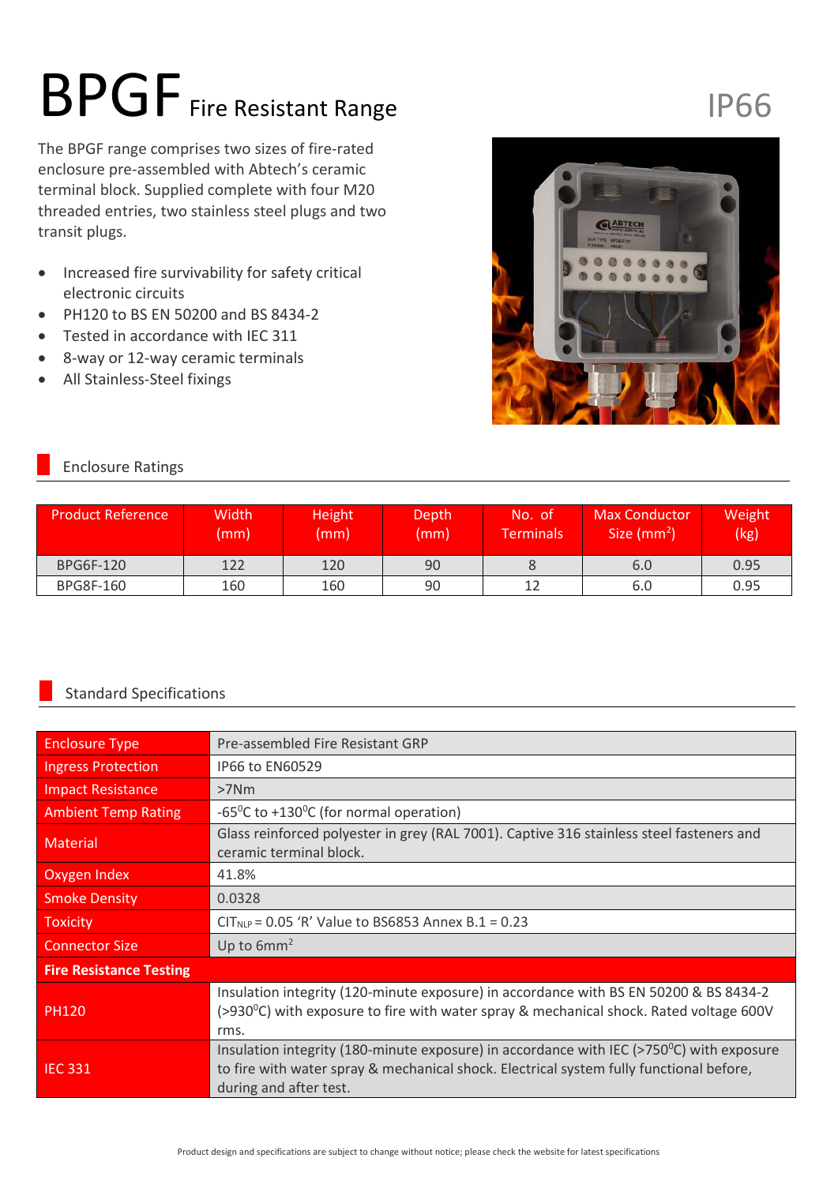# BPGF Fire Resistant Range

IP66

The BPGF range comprises two sizes of fire-rated enclosure pre-assembled with Abtech's ceramic terminal block. Supplied complete with four M20 threaded entries, two stainless steel plugs and two transit plugs.

- Increased fire survivability for safety critical electronic circuits
- PH120 to BS EN 50200 and BS 8434-2
- Tested in accordance with IEC 311
- 8-way or 12-way ceramic terminals
- All Stainless-Steel fixings

## Enclosure Ratings

| Product Reference | Width (mm) | Height (mm) | Depth (mm) | No. of Terminals | Max Conductor Size ($mm^2$) | Weight (kg) |
|---|---|---|---|---|---|---|
| BPG6F-120 | 122 | 120 | 90 | 8 | 6.0 | 0.95 |
| BPG8F-160 | 160 | 160 | 90 | 12 | 6.0 | 0.95 |

## Standard Specifications

| | |
|---|---|
| Enclosure Type | Pre-assembled Fire Resistant GRP |
| Ingress Protection | IP66 to EN60529 |
| Impact Resistance | >7Nm |
| Ambient Temp Rating | -65$^0$C to +130$^0$C (for normal operation) |
| Material | Glass reinforced polyester in grey (RAL 7001). Captive 316 stainless steel fasteners and ceramic terminal block. |
| Oxygen Index | 41.8% |
| Smoke Density | 0.0328 |
| Toxicity | $CIT_{NLP}$ = 0.05 'R' Value to BS6853 Annex B.1 = 0.23 |
| Connector Size | Up to 6mm$^2$ |
| **Fire Resistance Testing** | |
| PH120 | Insulation integrity (120-minute exposure) in accordance with BS EN 50200 & BS 8434-2 (>930$^0$C) with exposure to fire with water spray & mechanical shock. Rated voltage 600V rms. |
| IEC 331 | Insulation integrity (180-minute exposure) in accordance with IEC (>750$^0$C) with exposure to fire with water spray & mechanical shock. Electrical system fully functional before, during and after test. |

Product design and specifications are subject to change without notice; please check the website for latest specifications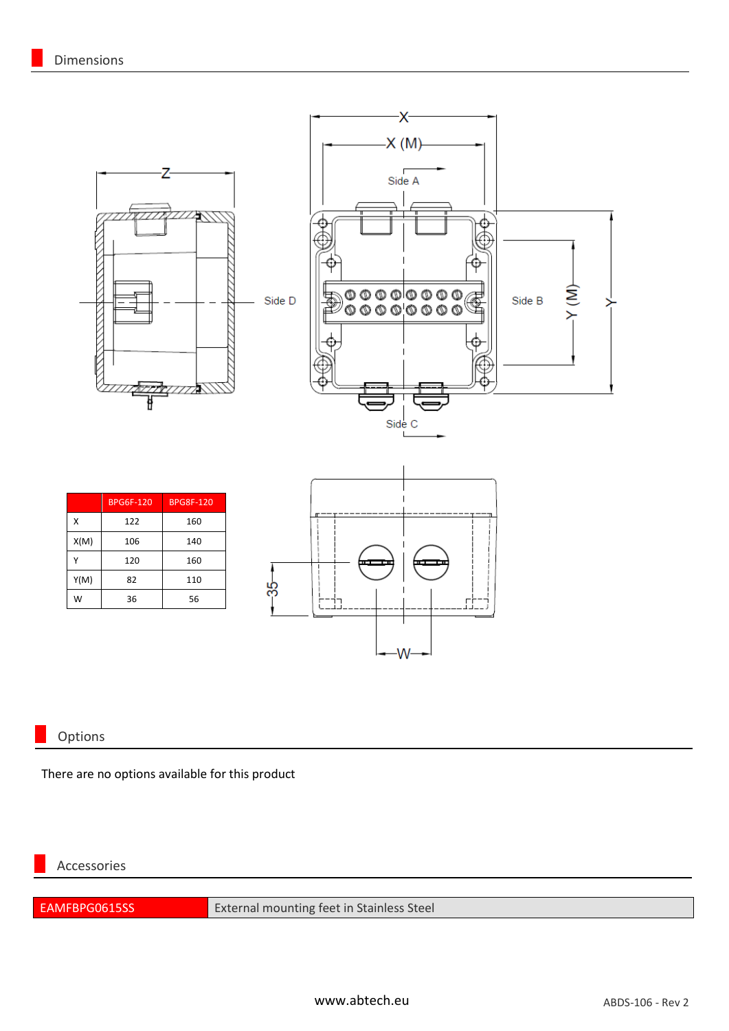## Dimensions

X

X (M)

Z

Side A

Side D

Side B

Side C

Y (M)

Y

35

W

| | BPG6F-120 | BPG8F-120 |
|---|---|---|
| X | 122 | 160 |
| X(M) | 106 | 140 |
| Y | 120 | 160 |
| Y(M) | 82 | 110 |
| W | 36 | 56 |

## Options

There are no options available for this product

## Accessories

| | |
|---|---|
| EAMFBPG0615SS | External mounting feet in Stainless Steel |

www.abtech.eu

ABDS-106 - Rev 2